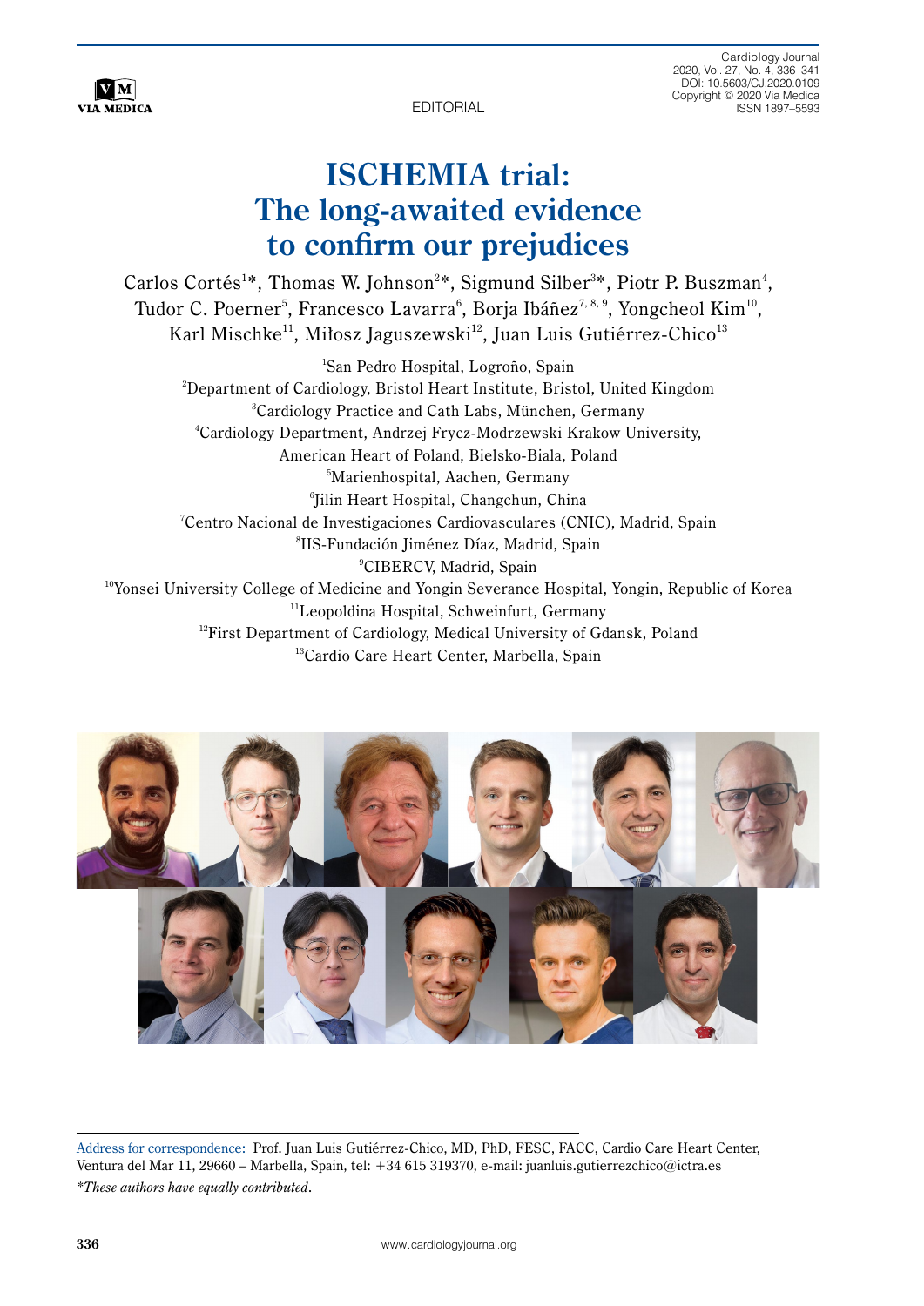EDITORIAL

# ISCHEMIA trial: The long-awaited evidence to confirm our prejudices

Carlos Cortés[1]*, Thomas W. Johnson[2]*, Sigmund Silber[3]*, Piotr P. Buszman[4], Tudor C. Poerner[5], Francesco Lavarra[6], Borja Ibáñez[7, 8, 9], Yongcheol Kim[10], Karl Mischke[11], Miłosz Jaguszewski[12], Juan Luis Gutiérrez-Chico[13]

[1]San Pedro Hospital, Logroño, Spain
[2]Department of Cardiology, Bristol Heart Institute, Bristol, United Kingdom
[3]Cardiology Practice and Cath Labs, München, Germany
[4]Cardiology Department, Andrzej Frycz-Modrzewski Krakow University, American Heart of Poland, Bielsko-Biala, Poland
[5]Marienhospital, Aachen, Germany
[6]Jilin Heart Hospital, Changchun, China
[7]Centro Nacional de Investigaciones Cardiovasculares (CNIC), Madrid, Spain
[8]IIS-Fundación Jiménez Díaz, Madrid, Spain
[9]CIBERCV, Madrid, Spain
[10]Yonsei University College of Medicine and Yongin Severance Hospital, Yongin, Republic of Korea
[11]Leopoldina Hospital, Schweinfurt, Germany
[12]First Department of Cardiology, Medical University of Gdansk, Poland
[13]Cardio Care Heart Center, Marbella, Spain

Address for correspondence: Prof. Juan Luis Gutiérrez-Chico, MD, PhD, FESC, FACC, Cardio Care Heart Center, Ventura del Mar 11, 29660 – Marbella, Spain, tel: +34 615 319370, e-mail: juanluis.gutierrezchico@ictra.es

*These authors have equally contributed.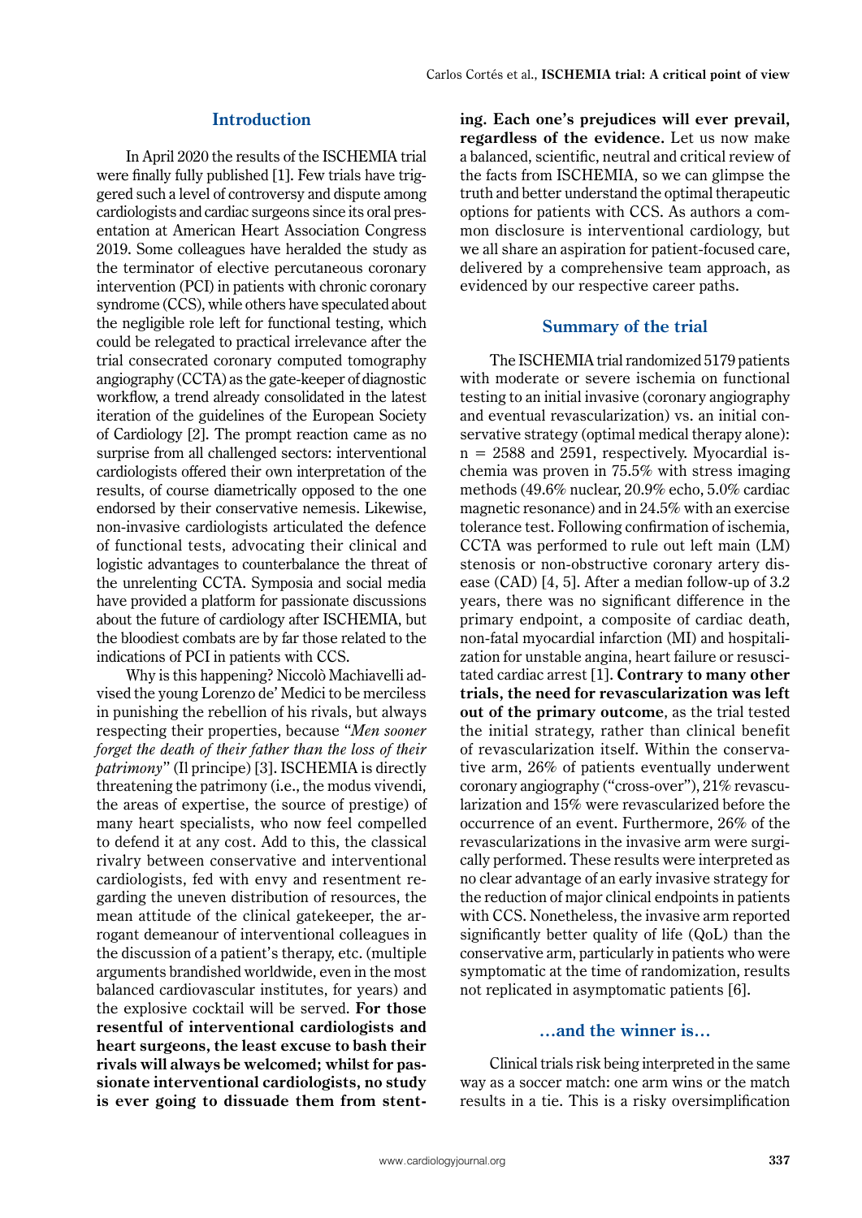## Introduction

In April 2020 the results of the ISCHEMIA trial were finally fully published [1]. Few trials have triggered such a level of controversy and dispute among cardiologists and cardiac surgeons since its oral presentation at American Heart Association Congress 2019. Some colleagues have heralded the study as the terminator of elective percutaneous coronary intervention (PCI) in patients with chronic coronary syndrome (CCS), while others have speculated about the negligible role left for functional testing, which could be relegated to practical irrelevance after the trial consecrated coronary computed tomography angiography (CCTA) as the gate-keeper of diagnostic workflow, a trend already consolidated in the latest iteration of the guidelines of the European Society of Cardiology [2]. The prompt reaction came as no surprise from all challenged sectors: interventional cardiologists offered their own interpretation of the results, of course diametrically opposed to the one endorsed by their conservative nemesis. Likewise, non-invasive cardiologists articulated the defence of functional tests, advocating their clinical and logistic advantages to counterbalance the threat of the unrelenting CCTA. Symposia and social media have provided a platform for passionate discussions about the future of cardiology after ISCHEMIA, but the bloodiest combats are by far those related to the indications of PCI in patients with CCS.

Why is this happening? Niccolò Machiavelli advised the young Lorenzo de' Medici to be merciless in punishing the rebellion of his rivals, but always respecting their properties, because "*Men sooner forget the death of their father than the loss of their patrimony*" (Il principe) [3]. ISCHEMIA is directly threatening the patrimony (i.e., the modus vivendi, the areas of expertise, the source of prestige) of many heart specialists, who now feel compelled to defend it at any cost. Add to this, the classical rivalry between conservative and interventional cardiologists, fed with envy and resentment regarding the uneven distribution of resources, the mean attitude of the clinical gatekeeper, the arrogant demeanour of interventional colleagues in the discussion of a patient's therapy, etc. (multiple arguments brandished worldwide, even in the most balanced cardiovascular institutes, for years) and the explosive cocktail will be served. **For those resentful of interventional cardiologists and heart surgeons, the least excuse to bash their rivals will always be welcomed; whilst for passionate interventional cardiologists, no study is ever going to dissuade them from stenting. Each one's prejudices will ever prevail, regardless of the evidence.** Let us now make a balanced, scientific, neutral and critical review of the facts from ISCHEMIA, so we can glimpse the truth and better understand the optimal therapeutic options for patients with CCS. As authors a common disclosure is interventional cardiology, but we all share an aspiration for patient-focused care, delivered by a comprehensive team approach, as evidenced by our respective career paths.

## Summary of the trial

The ISCHEMIA trial randomized 5179 patients with moderate or severe ischemia on functional testing to an initial invasive (coronary angiography and eventual revascularization) vs. an initial conservative strategy (optimal medical therapy alone): n = 2588 and 2591, respectively. Myocardial ischemia was proven in 75.5% with stress imaging methods (49.6% nuclear, 20.9% echo, 5.0% cardiac magnetic resonance) and in 24.5% with an exercise tolerance test. Following confirmation of ischemia, CCTA was performed to rule out left main (LM) stenosis or non-obstructive coronary artery disease (CAD) [4, 5]. After a median follow-up of 3.2 years, there was no significant difference in the primary endpoint, a composite of cardiac death, non-fatal myocardial infarction (MI) and hospitalization for unstable angina, heart failure or resuscitated cardiac arrest [1]. **Contrary to many other trials, the need for revascularization was left out of the primary outcome**, as the trial tested the initial strategy, rather than clinical benefit of revascularization itself. Within the conservative arm, 26% of patients eventually underwent coronary angiography ("cross-over"), 21% revascularization and 15% were revascularized before the occurrence of an event. Furthermore, 26% of the revascularizations in the invasive arm were surgically performed. These results were interpreted as no clear advantage of an early invasive strategy for the reduction of major clinical endpoints in patients with CCS. Nonetheless, the invasive arm reported significantly better quality of life (QoL) than the conservative arm, particularly in patients who were symptomatic at the time of randomization, results not replicated in asymptomatic patients [6].

## ...and the winner is...

Clinical trials risk being interpreted in the same way as a soccer match: one arm wins or the match results in a tie. This is a risky oversimplification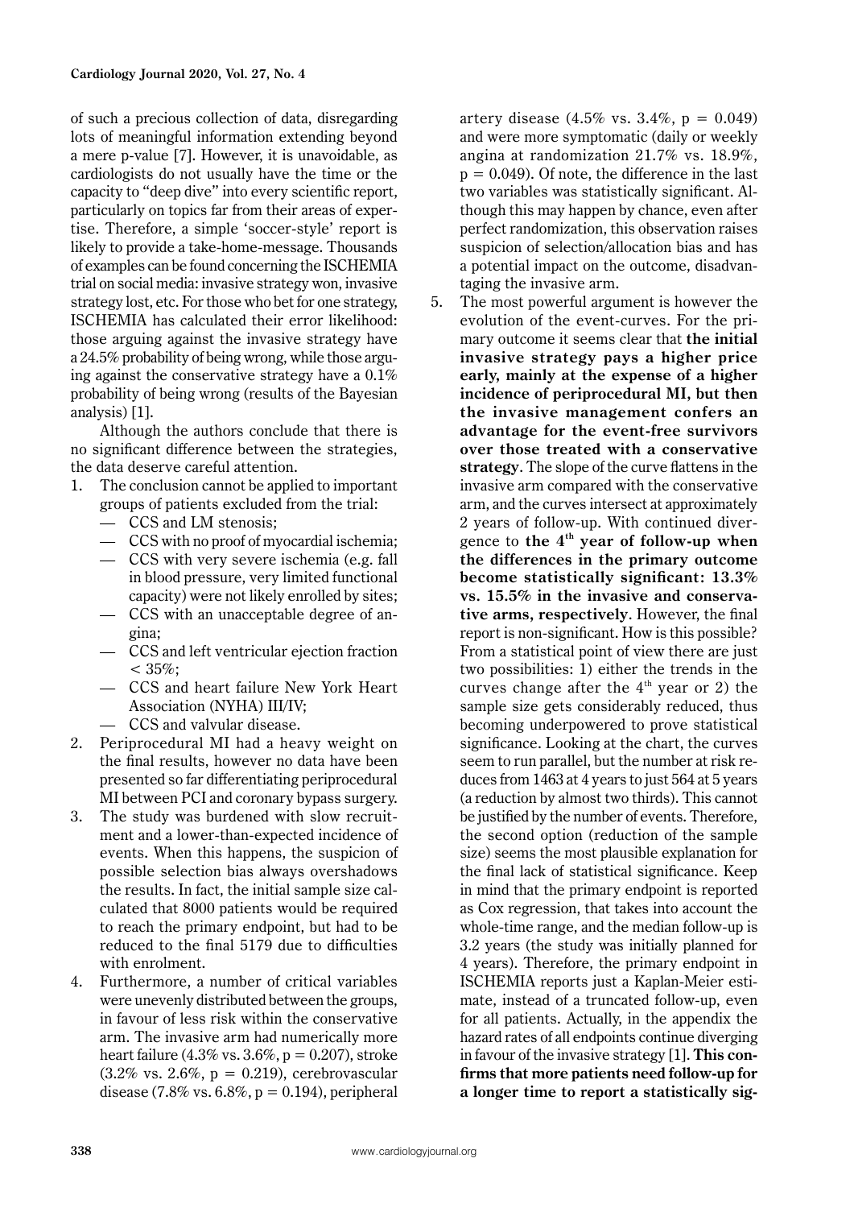of such a precious collection of data, disregarding lots of meaningful information extending beyond a mere p-value [7]. However, it is unavoidable, as cardiologists do not usually have the time or the capacity to "deep dive" into every scientific report, particularly on topics far from their areas of expertise. Therefore, a simple 'soccer-style' report is likely to provide a take-home-message. Thousands of examples can be found concerning the ISCHEMIA trial on social media: invasive strategy won, invasive strategy lost, etc. For those who bet for one strategy, ISCHEMIA has calculated their error likelihood: those arguing against the invasive strategy have a 24.5% probability of being wrong, while those arguing against the conservative strategy have a 0.1% probability of being wrong (results of the Bayesian analysis) [1].

Although the authors conclude that there is no significant difference between the strategies, the data deserve careful attention.

1. The conclusion cannot be applied to important groups of patients excluded from the trial:
   - CCS and LM stenosis;
   - CCS with no proof of myocardial ischemia;
   - CCS with very severe ischemia (e.g. fall in blood pressure, very limited functional capacity) were not likely enrolled by sites;
   - CCS with an unacceptable degree of angina;
   - CCS and left ventricular ejection fraction < 35%;
   - CCS and heart failure New York Heart Association (NYHA) III/IV;
   - CCS and valvular disease.
2. Periprocedural MI had a heavy weight on the final results, however no data have been presented so far differentiating periprocedural MI between PCI and coronary bypass surgery.
3. The study was burdened with slow recruitment and a lower-than-expected incidence of events. When this happens, the suspicion of possible selection bias always overshadows the results. In fact, the initial sample size calculated that 8000 patients would be required to reach the primary endpoint, but had to be reduced to the final 5179 due to difficulties with enrolment.
4. Furthermore, a number of critical variables were unevenly distributed between the groups, in favour of less risk within the conservative arm. The invasive arm had numerically more heart failure (4.3% vs. 3.6%, p = 0.207), stroke (3.2% vs. 2.6%, p = 0.219), cerebrovascular disease (7.8% vs. 6.8%, p = 0.194), peripheral artery disease (4.5% vs. 3.4%, p = 0.049) and were more symptomatic (daily or weekly angina at randomization 21.7% vs. 18.9%, p = 0.049). Of note, the difference in the last two variables was statistically significant. Although this may happen by chance, even after perfect randomization, this observation raises suspicion of selection/allocation bias and has a potential impact on the outcome, disadvantaging the invasive arm.
5. The most powerful argument is however the evolution of the event-curves. For the primary outcome it seems clear that **the initial invasive strategy pays a higher price early, mainly at the expense of a higher incidence of periprocedural MI, but then the invasive management confers an advantage for the event-free survivors over those treated with a conservative strategy**. The slope of the curve flattens in the invasive arm compared with the conservative arm, and the curves intersect at approximately 2 years of follow-up. With continued divergence to **the 4th year of follow-up when the differences in the primary outcome become statistically significant: 13.3% vs. 15.5% in the invasive and conservative arms, respectively**. However, the final report is non-significant. How is this possible? From a statistical point of view there are just two possibilities: 1) either the trends in the curves change after the 4th year or 2) the sample size gets considerably reduced, thus becoming underpowered to prove statistical significance. Looking at the chart, the curves seem to run parallel, but the number at risk reduces from 1463 at 4 years to just 564 at 5 years (a reduction by almost two thirds). This cannot be justified by the number of events. Therefore, the second option (reduction of the sample size) seems the most plausible explanation for the final lack of statistical significance. Keep in mind that the primary endpoint is reported as Cox regression, that takes into account the whole-time range, and the median follow-up is 3.2 years (the study was initially planned for 4 years). Therefore, the primary endpoint in ISCHEMIA reports just a Kaplan-Meier estimate, instead of a truncated follow-up, even for all patients. Actually, in the appendix the hazard rates of all endpoints continue diverging in favour of the invasive strategy [1]. **This confirms that more patients need follow-up for a longer time to report a statistically sig-**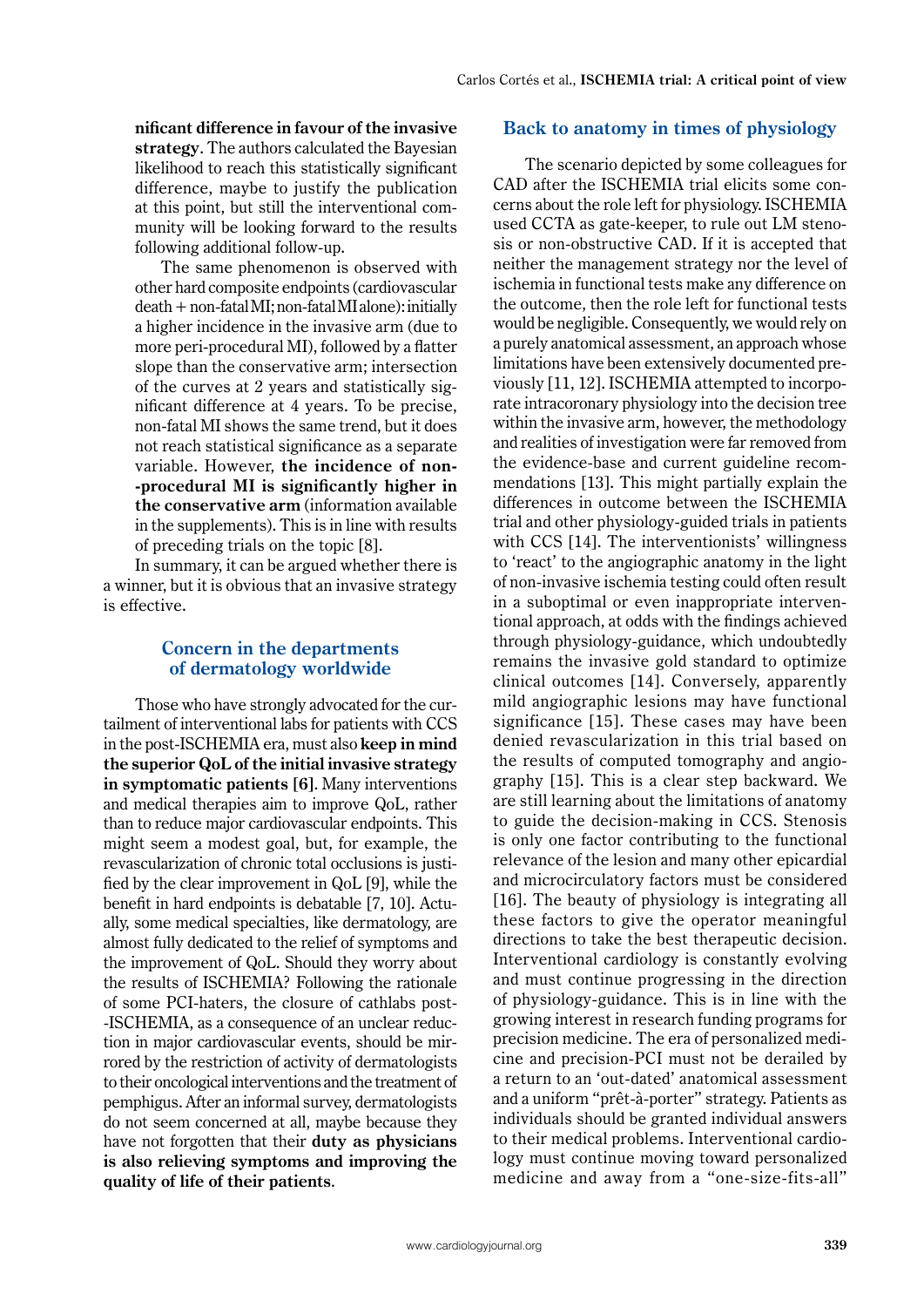**nificant difference in favour of the invasive strategy**. The authors calculated the Bayesian likelihood to reach this statistically significant difference, maybe to justify the publication at this point, but still the interventional community will be looking forward to the results following additional follow-up.

The same phenomenon is observed with other hard composite endpoints (cardiovascular death + non-fatal MI; non-fatal MI alone): initially a higher incidence in the invasive arm (due to more peri-procedural MI), followed by a flatter slope than the conservative arm; intersection of the curves at 2 years and statistically significant difference at 4 years. To be precise, non-fatal MI shows the same trend, but it does not reach statistical significance as a separate variable. However, **the incidence of non-procedural MI is significantly higher in the conservative arm** (information available in the supplements). This is in line with results of preceding trials on the topic [8].

In summary, it can be argued whether there is a winner, but it is obvious that an invasive strategy is effective.

## Concern in the departments of dermatology worldwide

Those who have strongly advocated for the curtailment of interventional labs for patients with CCS in the post-ISCHEMIA era, must also **keep in mind the superior QoL of the initial invasive strategy in symptomatic patients [6]**. Many interventions and medical therapies aim to improve QoL, rather than to reduce major cardiovascular endpoints. This might seem a modest goal, but, for example, the revascularization of chronic total occlusions is justified by the clear improvement in QoL [9], while the benefit in hard endpoints is debatable [7, 10]. Actually, some medical specialties, like dermatology, are almost fully dedicated to the relief of symptoms and the improvement of QoL. Should they worry about the results of ISCHEMIA? Following the rationale of some PCI-haters, the closure of cathlabs post-ISCHEMIA, as a consequence of an unclear reduction in major cardiovascular events, should be mirrored by the restriction of activity of dermatologists to their oncological interventions and the treatment of pemphigus. After an informal survey, dermatologists do not seem concerned at all, maybe because they have not forgotten that their **duty as physicians is also relieving symptoms and improving the quality of life of their patients**.

## Back to anatomy in times of physiology

The scenario depicted by some colleagues for CAD after the ISCHEMIA trial elicits some concerns about the role left for physiology. ISCHEMIA used CCTA as gate-keeper, to rule out LM stenosis or non-obstructive CAD. If it is accepted that neither the management strategy nor the level of ischemia in functional tests make any difference on the outcome, then the role left for functional tests would be negligible. Consequently, we would rely on a purely anatomical assessment, an approach whose limitations have been extensively documented previously [11, 12]. ISCHEMIA attempted to incorporate intracoronary physiology into the decision tree within the invasive arm, however, the methodology and realities of investigation were far removed from the evidence-base and current guideline recommendations [13]. This might partially explain the differences in outcome between the ISCHEMIA trial and other physiology-guided trials in patients with CCS [14]. The interventionists' willingness to 'react' to the angiographic anatomy in the light of non-invasive ischemia testing could often result in a suboptimal or even inappropriate interventional approach, at odds with the findings achieved through physiology-guidance, which undoubtedly remains the invasive gold standard to optimize clinical outcomes [14]. Conversely, apparently mild angiographic lesions may have functional significance [15]. These cases may have been denied revascularization in this trial based on the results of computed tomography and angiography [15]. This is a clear step backward. We are still learning about the limitations of anatomy to guide the decision-making in CCS. Stenosis is only one factor contributing to the functional relevance of the lesion and many other epicardial and microcirculatory factors must be considered [16]. The beauty of physiology is integrating all these factors to give the operator meaningful directions to take the best therapeutic decision. Interventional cardiology is constantly evolving and must continue progressing in the direction of physiology-guidance. This is in line with the growing interest in research funding programs for precision medicine. The era of personalized medicine and precision-PCI must not be derailed by a return to an 'out-dated' anatomical assessment and a uniform "prêt-à-porter" strategy. Patients as individuals should be granted individual answers to their medical problems. Interventional cardiology must continue moving toward personalized medicine and away from a "one-size-fits-all"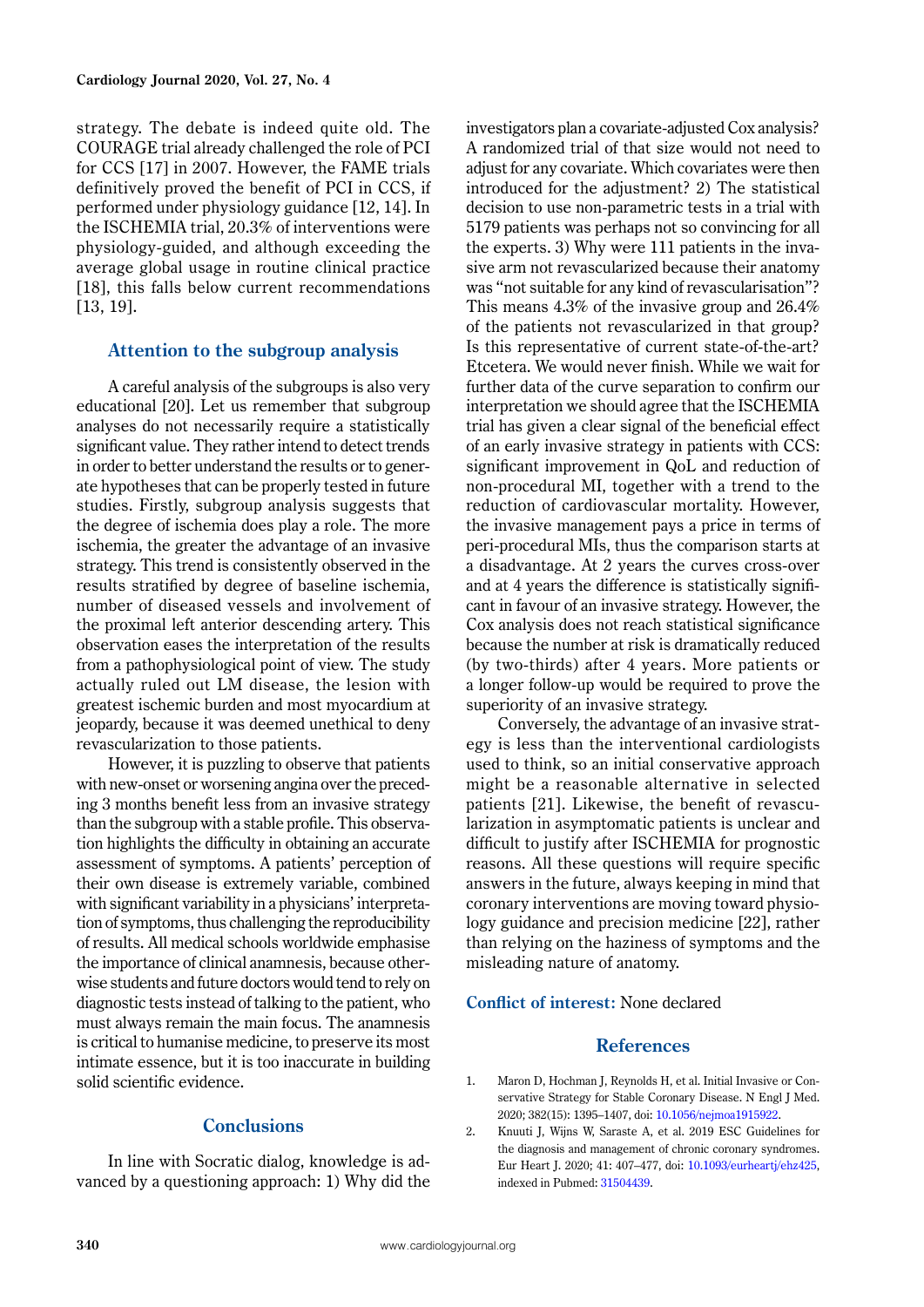strategy. The debate is indeed quite old. The COURAGE trial already challenged the role of PCI for CCS [17] in 2007. However, the FAME trials definitively proved the benefit of PCI in CCS, if performed under physiology guidance [12, 14]. In the ISCHEMIA trial, 20.3% of interventions were physiology-guided, and although exceeding the average global usage in routine clinical practice [18], this falls below current recommendations [13, 19].

## Attention to the subgroup analysis

A careful analysis of the subgroups is also very educational [20]. Let us remember that subgroup analyses do not necessarily require a statistically significant value. They rather intend to detect trends in order to better understand the results or to generate hypotheses that can be properly tested in future studies. Firstly, subgroup analysis suggests that the degree of ischemia does play a role. The more ischemia, the greater the advantage of an invasive strategy. This trend is consistently observed in the results stratified by degree of baseline ischemia, number of diseased vessels and involvement of the proximal left anterior descending artery. This observation eases the interpretation of the results from a pathophysiological point of view. The study actually ruled out LM disease, the lesion with greatest ischemic burden and most myocardium at jeopardy, because it was deemed unethical to deny revascularization to those patients.

However, it is puzzling to observe that patients with new-onset or worsening angina over the preceding 3 months benefit less from an invasive strategy than the subgroup with a stable profile. This observation highlights the difficulty in obtaining an accurate assessment of symptoms. A patients' perception of their own disease is extremely variable, combined with significant variability in a physicians' interpretation of symptoms, thus challenging the reproducibility of results. All medical schools worldwide emphasise the importance of clinical anamnesis, because otherwise students and future doctors would tend to rely on diagnostic tests instead of talking to the patient, who must always remain the main focus. The anamnesis is critical to humanise medicine, to preserve its most intimate essence, but it is too inaccurate in building solid scientific evidence.

## Conclusions

In line with Socratic dialog, knowledge is advanced by a questioning approach: 1) Why did the investigators plan a covariate-adjusted Cox analysis? A randomized trial of that size would not need to adjust for any covariate. Which covariates were then introduced for the adjustment? 2) The statistical decision to use non-parametric tests in a trial with 5179 patients was perhaps not so convincing for all the experts. 3) Why were 111 patients in the invasive arm not revascularized because their anatomy was "not suitable for any kind of revascularisation"? This means 4.3% of the invasive group and 26.4% of the patients not revascularized in that group? Is this representative of current state-of-the-art? Etcetera. We would never finish. While we wait for further data of the curve separation to confirm our interpretation we should agree that the ISCHEMIA trial has given a clear signal of the beneficial effect of an early invasive strategy in patients with CCS: significant improvement in QoL and reduction of non-procedural MI, together with a trend to the reduction of cardiovascular mortality. However, the invasive management pays a price in terms of peri-procedural MIs, thus the comparison starts at a disadvantage. At 2 years the curves cross-over and at 4 years the difference is statistically significant in favour of an invasive strategy. However, the Cox analysis does not reach statistical significance because the number at risk is dramatically reduced (by two-thirds) after 4 years. More patients or a longer follow-up would be required to prove the superiority of an invasive strategy.

Conversely, the advantage of an invasive strategy is less than the interventional cardiologists used to think, so an initial conservative approach might be a reasonable alternative in selected patients [21]. Likewise, the benefit of revascularization in asymptomatic patients is unclear and difficult to justify after ISCHEMIA for prognostic reasons. All these questions will require specific answers in the future, always keeping in mind that coronary interventions are moving toward physiology guidance and precision medicine [22], rather than relying on the haziness of symptoms and the misleading nature of anatomy.

**Conflict of interest:** None declared

## References

1. Maron D, Hochman J, Reynolds H, et al. Initial Invasive or Conservative Strategy for Stable Coronary Disease. N Engl J Med. 2020; 382(15): 1395–1407, doi: 10.1056/nejmoa1915922.
2. Knuuti J, Wijns W, Saraste A, et al. 2019 ESC Guidelines for the diagnosis and management of chronic coronary syndromes. Eur Heart J. 2020; 41: 407–477, doi: 10.1093/eurheartj/ehz425, indexed in Pubmed: 31504439.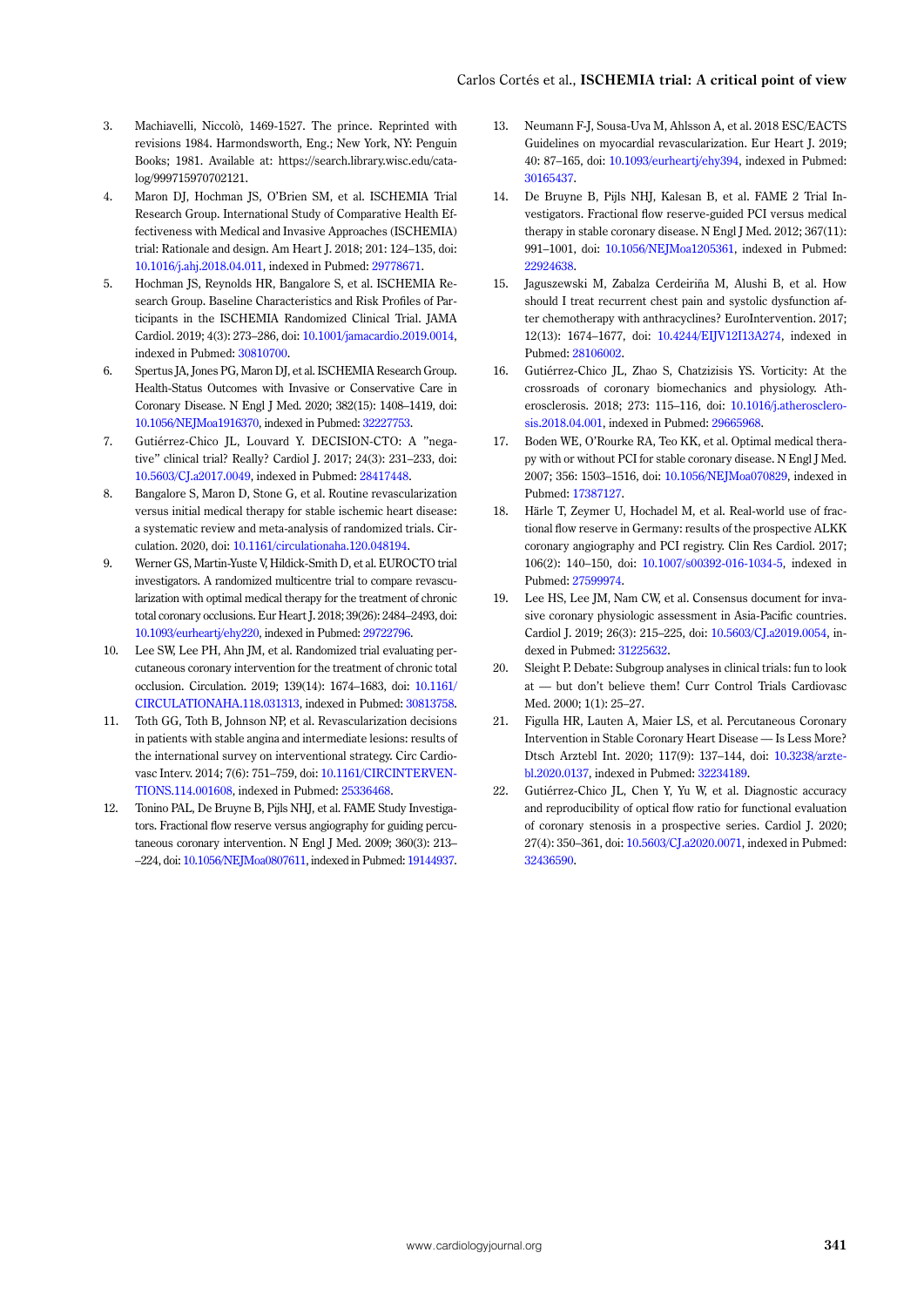3. Machiavelli, Niccolò, 1469-1527. The prince. Reprinted with revisions 1984. Harmondsworth, Eng.; New York, NY: Penguin Books; 1981. Available at: https://search.library.wisc.edu/catalog/999715970702121.
4. Maron DJ, Hochman JS, O'Brien SM, et al. ISCHEMIA Trial Research Group. International Study of Comparative Health Effectiveness with Medical and Invasive Approaches (ISCHEMIA) trial: Rationale and design. Am Heart J. 2018; 201: 124–135, doi: 10.1016/j.ahj.2018.04.011, indexed in Pubmed: 29778671.
5. Hochman JS, Reynolds HR, Bangalore S, et al. ISCHEMIA Research Group. Baseline Characteristics and Risk Profiles of Participants in the ISCHEMIA Randomized Clinical Trial. JAMA Cardiol. 2019; 4(3): 273–286, doi: 10.1001/jamacardio.2019.0014, indexed in Pubmed: 30810700.
6. Spertus JA, Jones PG, Maron DJ, et al. ISCHEMIA Research Group. Health-Status Outcomes with Invasive or Conservative Care in Coronary Disease. N Engl J Med. 2020; 382(15): 1408–1419, doi: 10.1056/NEJMoa1916370, indexed in Pubmed: 32227753.
7. Gutiérrez-Chico JL, Louvard Y. DECISION-CTO: A "negative" clinical trial? Really? Cardiol J. 2017; 24(3): 231–233, doi: 10.5603/CJ.a2017.0049, indexed in Pubmed: 28417448.
8. Bangalore S, Maron D, Stone G, et al. Routine revascularization versus initial medical therapy for stable ischemic heart disease: a systematic review and meta-analysis of randomized trials. Circulation. 2020, doi: 10.1161/circulationaha.120.048194.
9. Werner GS, Martin-Yuste V, Hildick-Smith D, et al. EUROCTO trial investigators. A randomized multicentre trial to compare revascularization with optimal medical therapy for the treatment of chronic total coronary occlusions. Eur Heart J. 2018; 39(26): 2484–2493, doi: 10.1093/eurheartj/ehy220, indexed in Pubmed: 29722796.
10. Lee SW, Lee PH, Ahn JM, et al. Randomized trial evaluating percutaneous coronary intervention for the treatment of chronic total occlusion. Circulation. 2019; 139(14): 1674–1683, doi: 10.1161/CIRCULATIONAHA.118.031313, indexed in Pubmed: 30813758.
11. Toth GG, Toth B, Johnson NP, et al. Revascularization decisions in patients with stable angina and intermediate lesions: results of the international survey on interventional strategy. Circ Cardiovasc Interv. 2014; 7(6): 751–759, doi: 10.1161/CIRCINTERVENTIONS.114.001608, indexed in Pubmed: 25336468.
12. Tonino PAL, De Bruyne B, Pijls NHJ, et al. FAME Study Investigators. Fractional flow reserve versus angiography for guiding percutaneous coronary intervention. N Engl J Med. 2009; 360(3): 213––224, doi: 10.1056/NEJMoa0807611, indexed in Pubmed: 19144937.
13. Neumann F-J, Sousa-Uva M, Ahlsson A, et al. 2018 ESC/EACTS Guidelines on myocardial revascularization. Eur Heart J. 2019; 40: 87–165, doi: 10.1093/eurheartj/ehy394, indexed in Pubmed: 30165437.
14. De Bruyne B, Pijls NHJ, Kalesan B, et al. FAME 2 Trial Investigators. Fractional flow reserve-guided PCI versus medical therapy in stable coronary disease. N Engl J Med. 2012; 367(11): 991–1001, doi: 10.1056/NEJMoa1205361, indexed in Pubmed: 22924638.
15. Jaguszewski M, Zabalza Cerdeiriña M, Alushi B, et al. How should I treat recurrent chest pain and systolic dysfunction after chemotherapy with anthracyclines? EuroIntervention. 2017; 12(13): 1674–1677, doi: 10.4244/EIJV12I13A274, indexed in Pubmed: 28106002.
16. Gutiérrez-Chico JL, Zhao S, Chatzizisis YS. Vorticity: At the crossroads of coronary biomechanics and physiology. Atherosclerosis. 2018; 273: 115–116, doi: 10.1016/j.atherosclerosis.2018.04.001, indexed in Pubmed: 29665968.
17. Boden WE, O'Rourke RA, Teo KK, et al. Optimal medical therapy with or without PCI for stable coronary disease. N Engl J Med. 2007; 356: 1503–1516, doi: 10.1056/NEJMoa070829, indexed in Pubmed: 17387127.
18. Härle T, Zeymer U, Hochadel M, et al. Real-world use of fractional flow reserve in Germany: results of the prospective ALKK coronary angiography and PCI registry. Clin Res Cardiol. 2017; 106(2): 140–150, doi: 10.1007/s00392-016-1034-5, indexed in Pubmed: 27599974.
19. Lee HS, Lee JM, Nam CW, et al. Consensus document for invasive coronary physiologic assessment in Asia-Pacific countries. Cardiol J. 2019; 26(3): 215–225, doi: 10.5603/CJ.a2019.0054, indexed in Pubmed: 31225632.
20. Sleight P. Debate: Subgroup analyses in clinical trials: fun to look at — but don't believe them! Curr Control Trials Cardiovasc Med. 2000; 1(1): 25–27.
21. Figulla HR, Lauten A, Maier LS, et al. Percutaneous Coronary Intervention in Stable Coronary Heart Disease — Is Less More? Dtsch Arztebl Int. 2020; 117(9): 137–144, doi: 10.3238/arztebl.2020.0137, indexed in Pubmed: 32234189.
22. Gutiérrez-Chico JL, Chen Y, Yu W, et al. Diagnostic accuracy and reproducibility of optical flow ratio for functional evaluation of coronary stenosis in a prospective series. Cardiol J. 2020; 27(4): 350–361, doi: 10.5603/CJ.a2020.0071, indexed in Pubmed: 32436590.